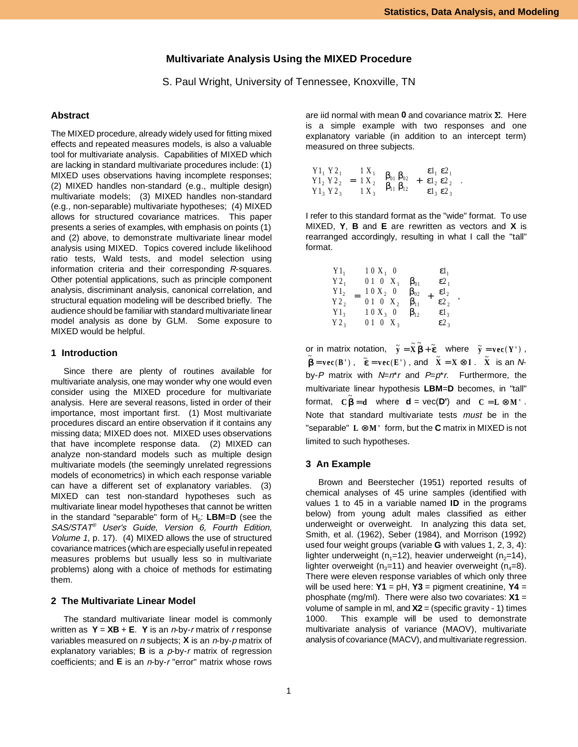# Multivariate Analysis Using the MIXED Procedure

S. Paul Wright, University of Tennessee, Knoxville, TN

## Abstract

The MIXED procedure, already widely used for fitting mixed effects and repeated measures models, is also a valuable tool for multivariate analysis. Capabilities of MIXED which are lacking in standard multivariate procedures include: (1) MIXED uses observations having incomplete responses; (2) MIXED handles non-standard (e.g., multiple design) multivariate models; (3) MIXED handles non-standard (e.g., non-separable) multivariate hypotheses; (4) MIXED allows for structured covariance matrices. This paper presents a series of examples, with emphasis on points (1) and (2) above, to demonstrate multivariate linear model analysis using MIXED. Topics covered include likelihood ratio tests, Wald tests, and model selection using information criteria and their corresponding *R*-squares. Other potential applications, such as principle component analysis, discriminant analysis, canonical correlation, and structural equation modeling will be described briefly. The audience should be familiar with standard multivariate linear model analysis as done by GLM. Some exposure to MIXED would be helpful.

## 1 Introduction

Since there are plenty of routines available for multivariate analysis, one may wonder why one would even consider using the MIXED procedure for multivariate analysis. Here are several reasons, listed in order of their importance, most important first. (1) Most multivariate procedures discard an entire observation if it contains any missing data; MIXED does not. MIXED uses observations that have incomplete response data. (2) MIXED can analyze non-standard models such as multiple design multivariate models (the seemingly unrelated regressions models of econometrics) in which each response variable can have a different set of explanatory variables. (3) MIXED can test non-standard hypotheses such as multivariate linear model hypotheses that cannot be written in the standard "separable" form of $H_0$: **LBM**=**D** (see the *SAS/STAT® User's Guide, Version 6, Fourth Edition, Volume 1*, p. 17). (4) MIXED allows the use of structured covariance matrices (which are especially useful in repeated measures problems but usually less so in multivariate problems) along with a choice of methods for estimating them.

## 2 The Multivariate Linear Model

The standard multivariate linear model is commonly written as **Y** = **XB** + **E**. **Y** is an *n*-by-*r* matrix of *r* response variables measured on *n* subjects; **X** is an *n*-by-*p* matrix of explanatory variables; **B** is a *p*-by-*r* matrix of regression coefficients; and **E** is an *n*-by-*r* "error" matrix whose rows are iid normal with mean **0** and covariance matrix **Σ**. Here is a simple example with two responses and one explanatory variable (in addition to an intercept term) measured on three subjects.

$$\begin{bmatrix} Y1_1 & Y2_1 \\ Y1_2 & Y2_2 \\ Y1_3 & Y2_3 \end{bmatrix} = \begin{bmatrix} 1 & X_1 \\ 1 & X_2 \\ 1 & X_3 \end{bmatrix} \begin{bmatrix} \beta_{01} & \beta_{02} \\ \beta_{11} & \beta_{12} \end{bmatrix} + \begin{bmatrix} \varepsilon1_1 & \varepsilon2_1 \\ \varepsilon1_2 & \varepsilon2_2 \\ \varepsilon1_3 & \varepsilon2_3 \end{bmatrix} .$$

I refer to this standard format as the "wide" format. To use MIXED, **Y**, **B** and **E** are rewritten as vectors and **X** is rearranged accordingly, resulting in what I call the "tall" format.

$$\begin{bmatrix} Y1_1 \\ Y2_1 \\ Y1_2 \\ Y2_2 \\ Y1_3 \\ Y2_3 \end{bmatrix} = \begin{bmatrix} 1 & 0 & X_1 & 0 \\ 0 & 1 & 0 & X_1 \\ 1 & 0 & X_2 & 0 \\ 0 & 1 & 0 & X_2 \\ 1 & 0 & X_3 & 0 \\ 0 & 1 & 0 & X_3 \end{bmatrix} \begin{bmatrix} \beta_{01} \\ \beta_{02} \\ \beta_{11} \\ \beta_{12} \end{bmatrix} + \begin{bmatrix} \varepsilon1_1 \\ \varepsilon2_1 \\ \varepsilon1_2 \\ \varepsilon2_2 \\ \varepsilon1_3 \\ \varepsilon2_3 \end{bmatrix} ,$$

or in matrix notation, $\tilde{\mathbf{y}} = \tilde{\mathbf{X}}\tilde{\boldsymbol{\beta}} + \tilde{\boldsymbol{\varepsilon}}$ where $\tilde{\mathbf{y}} = \mathbf{vec}(\mathbf{Y}')$, $\tilde{\boldsymbol{\beta}} = \mathbf{vec}(\mathbf{B}')$, $\tilde{\boldsymbol{\varepsilon}} = \mathbf{vec}(\mathbf{E}')$, and $\tilde{\mathbf{X}} = \mathbf{X} \otimes \mathbf{I}$. $\tilde{\mathbf{X}}$ is an *N*-by-*P* matrix with *N*=*n*\**r* and *P*=*p*\**r*. Furthermore, the multivariate linear hypothesis **LBM**=**D** becomes, in "tall" format, $\mathbf{C}\tilde{\boldsymbol{\beta}} = \mathbf{d}$ where **d** = vec(**D'**) and $\mathbf{C} = \mathbf{L} \otimes \mathbf{M}'$. Note that standard multivariate tests *must* be in the "separable" $\mathbf{L} \otimes \mathbf{M}'$ form, but the **C** matrix in MIXED is not limited to such hypotheses.

## 3 An Example

Brown and Beerstecher (1951) reported results of chemical analyses of 45 urine samples (identified with values 1 to 45 in a variable named **ID** in the programs below) from young adult males classified as either underweight or overweight. In analyzing this data set, Smith, et al. (1962), Seber (1984), and Morrison (1992) used four weight groups (variable **G** with values 1, 2, 3, 4): lighter underweight ($n_1$=12), heavier underweight ($n_2$=14), lighter overweight ($n_3$=11) and heavier overweight ($n_4$=8). There were eleven response variables of which only three will be used here: **Y1** = pH, **Y3** = pigment creatinine, **Y4** = phosphate (mg/ml). There were also two covariates: **X1** = volume of sample in ml, and **X2** = (specific gravity - 1) times 1000. This example will be used to demonstrate multivariate analysis of variance (MAOV), multivariate analysis of covariance (MACV), and multivariate regression.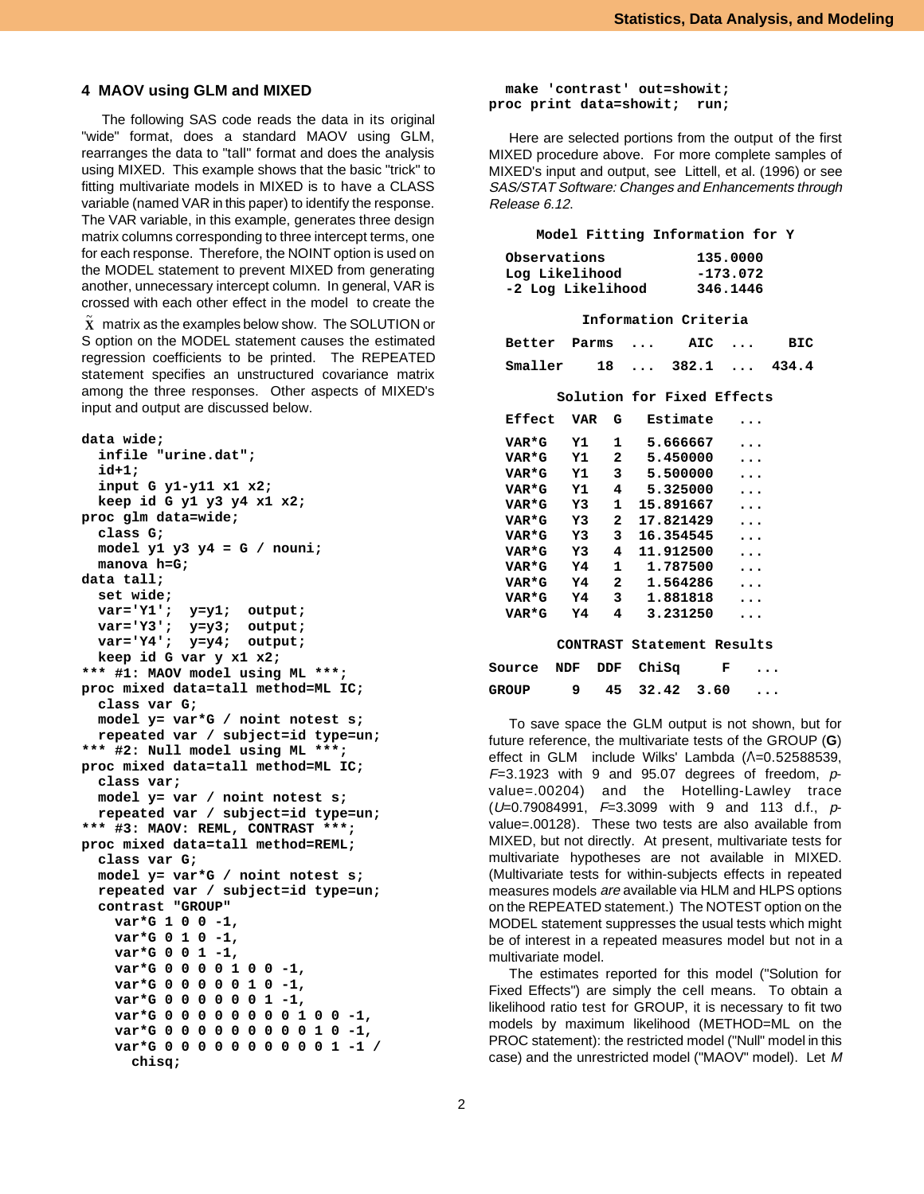## 4 MAOV using GLM and MIXED

The following SAS code reads the data in its original "wide" format, does a standard MAOV using GLM, rearranges the data to "tall" format and does the analysis using MIXED. This example shows that the basic "trick" to fitting multivariate models in MIXED is to have a CLASS variable (named VAR in this paper) to identify the response. The VAR variable, in this example, generates three design matrix columns corresponding to three intercept terms, one for each response. Therefore, the NOINT option is used on the MODEL statement to prevent MIXED from generating another, unnecessary intercept column. In general, VAR is crossed with each other effect in the model to create the $\tilde{X}$ matrix as the examples below show. The SOLUTION or S option on the MODEL statement causes the estimated regression coefficients to be printed. The REPEATED statement specifies an unstructured covariance matrix among the three responses. Other aspects of MIXED's input and output are discussed below.

```
data wide;
  infile "urine.dat";
  id+1;
  input G y1-y11 x1 x2;
  keep id G y1 y3 y4 x1 x2;
proc glm data=wide;
  class G;
  model y1 y3 y4 = G / nouni;
  manova h=G;
data tall;
  set wide;
  var='Y1';  y=y1;  output;
  var='Y3';  y=y3;  output;
  var='Y4';  y=y4;  output;
  keep id G var y x1 x2;
*** #1: MAOV model using ML ***;
proc mixed data=tall method=ML IC;
  class var G;
  model y= var*G / noint notest s;
  repeated var / subject=id type=un;
*** #2: Null model using ML ***;
proc mixed data=tall method=ML IC;
  class var;
  model y= var / noint notest s;
  repeated var / subject=id type=un;
*** #3: MAOV: REML, CONTRAST ***;
proc mixed data=tall method=REML;
  class var G;
  model y= var*G / noint notest s;
  repeated var / subject=id type=un;
  contrast "GROUP"
    var*G 1 0 0 -1,
    var*G 0 1 0 -1,
    var*G 0 0 1 -1,
    var*G 0 0 0 0 1 0 0 -1,
    var*G 0 0 0 0 0 1 0 -1,
    var*G 0 0 0 0 0 0 1 -1,
    var*G 0 0 0 0 0 0 0 0 1 0 0 -1,
    var*G 0 0 0 0 0 0 0 0 0 1 0 -1,
    var*G 0 0 0 0 0 0 0 0 0 0 1 -1 /
      chisq;
  make 'contrast' out=showit;
proc print data=showit;  run;
```

Here are selected portions from the output of the first MIXED procedure above. For more complete samples of MIXED's input and output, see Littell, et al. (1996) or see *SAS/STAT Software: Changes and Enhancements through Release 6.12*.

```
      Model Fitting Information for Y

   Observations             135.0000
   Log Likelihood          -173.072
   -2 Log Likelihood        346.1446

             Information Criteria

   Better   Parms   ...     AIC   ...     BIC

   Smaller     18   ...   382.1   ...   434.4

          Solution for Fixed Effects

   Effect   VAR   G    Estimate    ...

   VAR*G    Y1    1    5.666667    ...
   VAR*G    Y1    2    5.450000    ...
   VAR*G    Y1    3    5.500000    ...
   VAR*G    Y1    4    5.325000    ...
   VAR*G    Y3    1   15.891667    ...
   VAR*G    Y3    2   17.821429    ...
   VAR*G    Y3    3   16.354545    ...
   VAR*G    Y3    4   11.912500    ...
   VAR*G    Y4    1    1.787500    ...
   VAR*G    Y4    2    1.564286    ...
   VAR*G    Y4    3    1.881818    ...
   VAR*G    Y4    4    3.231250    ...

          CONTRAST Statement Results

Source   NDF   DDF   ChiSq      F     ...

GROUP      9    45   32.42   3.60     ...
```

To save space the GLM output is not shown, but for future reference, the multivariate tests of the GROUP (**G**) effect in GLM include Wilks' Lambda ($\Lambda$=0.52588539, $F$=3.1923 with 9 and 95.07 degrees of freedom, $p$-value=.00204) and the Hotelling-Lawley trace ($U$=0.79084991, $F$=3.3099 with 9 and 113 d.f., $p$-value=.00128). These two tests are also available from MIXED, but not directly. At present, multivariate tests for multivariate hypotheses are not available in MIXED. (Multivariate tests for within-subjects effects in repeated measures models *are* available via HLM and HLPS options on the REPEATED statement.) The NOTEST option on the MODEL statement suppresses the usual tests which might be of interest in a repeated measures model but not in a multivariate model.

The estimates reported for this model ("Solution for Fixed Effects") are simply the cell means. To obtain a likelihood ratio test for GROUP, it is necessary to fit two models by maximum likelihood (METHOD=ML on the PROC statement): the restricted model ("Null" model in this case) and the unrestricted model ("MAOV" model). Let $M$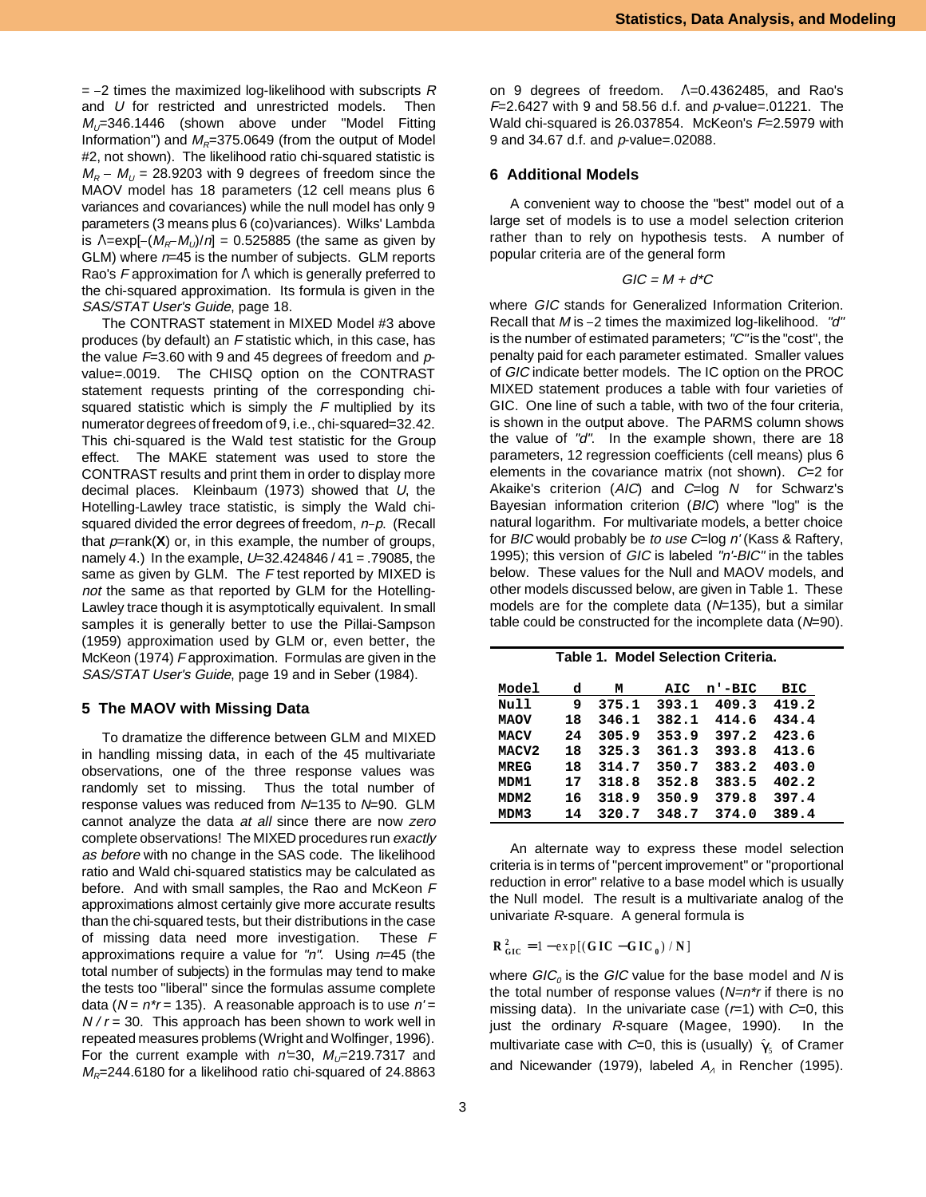= −2 times the maximized log-likelihood with subscripts *R* and *U* for restricted and unrestricted models. Then $M_U$=346.1446 (shown above under "Model Fitting Information") and $M_R$=375.0649 (from the output of Model #2, not shown). The likelihood ratio chi-squared statistic is $M_R - M_U$ = 28.9203 with 9 degrees of freedom since the MAOV model has 18 parameters (12 cell means plus 6 variances and covariances) while the null model has only 9 parameters (3 means plus 6 (co)variances). Wilks' Lambda is $\Lambda=\exp[-(M_R-M_U)/n]$ = 0.525885 (the same as given by GLM) where *n*=45 is the number of subjects. GLM reports Rao's *F* approximation for Λ which is generally preferred to the chi-squared approximation. Its formula is given in the *SAS/STAT User's Guide*, page 18.

The CONTRAST statement in MIXED Model #3 above produces (by default) an *F* statistic which, in this case, has the value *F*=3.60 with 9 and 45 degrees of freedom and *p*-value=.0019. The CHISQ option on the CONTRAST statement requests printing of the corresponding chi-squared statistic which is simply the *F* multiplied by its numerator degrees of freedom of 9, i.e., chi-squared=32.42. This chi-squared is the Wald test statistic for the Group effect. The MAKE statement was used to store the CONTRAST results and print them in order to display more decimal places. Kleinbaum (1973) showed that *U*, the Hotelling-Lawley trace statistic, is simply the Wald chi-squared divided the error degrees of freedom, $n-p$. (Recall that $p$=rank(**X**) or, in this example, the number of groups, namely 4.) In the example, *U*=32.424846 / 41 = .79085, the same as given by GLM. The *F* test reported by MIXED is *not* the same as that reported by GLM for the Hotelling-Lawley trace though it is asymptotically equivalent. In small samples it is generally better to use the Pillai-Sampson (1959) approximation used by GLM or, even better, the McKeon (1974) *F* approximation. Formulas are given in the *SAS/STAT User's Guide*, page 19 and in Seber (1984).

## 5 The MAOV with Missing Data

To dramatize the difference between GLM and MIXED in handling missing data, in each of the 45 multivariate observations, one of the three response values was randomly set to missing. Thus the total number of response values was reduced from *N*=135 to *N*=90. GLM cannot analyze the data *at all* since there are now *zero* complete observations! The MIXED procedures run *exactly as before* with no change in the SAS code. The likelihood ratio and Wald chi-squared statistics may be calculated as before. And with small samples, the Rao and McKeon *F* approximations almost certainly give more accurate results than the chi-squared tests, but their distributions in the case of missing data need more investigation. These *F* approximations require a value for *"n"*. Using *n*=45 (the total number of subjects) in the formulas may tend to make the tests too "liberal" since the formulas assume complete data ($N = n*r$ = 135). A reasonable approach is to use $n' = N / r$ = 30. This approach has been shown to work well in repeated measures problems (Wright and Wolfinger, 1996). For the current example with $n'$=30, $M_U$=219.7317 and $M_R$=244.6180 for a likelihood ratio chi-squared of 24.8863 on 9 degrees of freedom. Λ=0.4362485, and Rao's *F*=2.6427 with 9 and 58.56 d.f. and *p*-value=.01221. The Wald chi-squared is 26.037854. McKeon's *F*=2.5979 with 9 and 34.67 d.f. and *p*-value=.02088.

## 6 Additional Models

A convenient way to choose the "best" model out of a large set of models is to use a model selection criterion rather than to rely on hypothesis tests. A number of popular criteria are of the general form

$$GIC = M + d*C$$

where *GIC* stands for Generalized Information Criterion. Recall that *M* is −2 times the maximized log-likelihood. *"d"* is the number of estimated parameters; *"C"* is the "cost", the penalty paid for each parameter estimated. Smaller values of *GIC* indicate better models. The IC option on the PROC MIXED statement produces a table with four varieties of GIC. One line of such a table, with two of the four criteria, is shown in the output above. The PARMS column shows the value of *"d"*. In the example shown, there are 18 parameters, 12 regression coefficients (cell means) plus 6 elements in the covariance matrix (not shown). *C*=2 for Akaike's criterion (*AIC*) and *C*=log *N* for Schwarz's Bayesian information criterion (*BIC*) where "log" is the natural logarithm. For multivariate models, a better choice for *BIC* would probably be *to use C*=log *n'* (Kass & Raftery, 1995); this version of *GIC* is labeled *"n'-BIC"* in the tables below. These values for the Null and MAOV models, and other models discussed below, are given in Table 1. These models are for the complete data (*N*=135), but a similar table could be constructed for the incomplete data (*N*=90).

**Table 1. Model Selection Criteria.**

| Model | d | M | AIC | n'-BIC | BIC |
|---|---|---|---|---|---|
| Null | 9 | 375.1 | 393.1 | 409.3 | 419.2 |
| MAOV | 18 | 346.1 | 382.1 | 414.6 | 434.4 |
| MACV | 24 | 305.9 | 353.9 | 397.2 | 423.6 |
| MACV2 | 18 | 325.3 | 361.3 | 393.8 | 413.6 |
| MREG | 18 | 314.7 | 350.7 | 383.2 | 403.0 |
| MDM1 | 17 | 318.8 | 352.8 | 383.5 | 402.2 |
| MDM2 | 16 | 318.9 | 350.9 | 379.8 | 397.4 |
| MDM3 | 14 | 320.7 | 348.7 | 374.0 | 389.4 |

An alternate way to express these model selection criteria is in terms of "percent improvement" or "proportional reduction in error" relative to a base model which is usually the Null model. The result is a multivariate analog of the univariate *R*-square. A general formula is

$$R^2_{GIC} = 1 - \exp[(GIC - GIC_0) / N]$$

where $GIC_0$ is the *GIC* value for the base model and *N* is the total number of response values ($N=n*r$ if there is no missing data). In the univariate case (*r*=1) with *C*=0, this just the ordinary *R*-square (Magee, 1990). In the multivariate case with *C*=0, this is (usually) $\hat{\gamma}_5$ of Cramer and Nicewander (1979), labeled $A_\Lambda$ in Rencher (1995).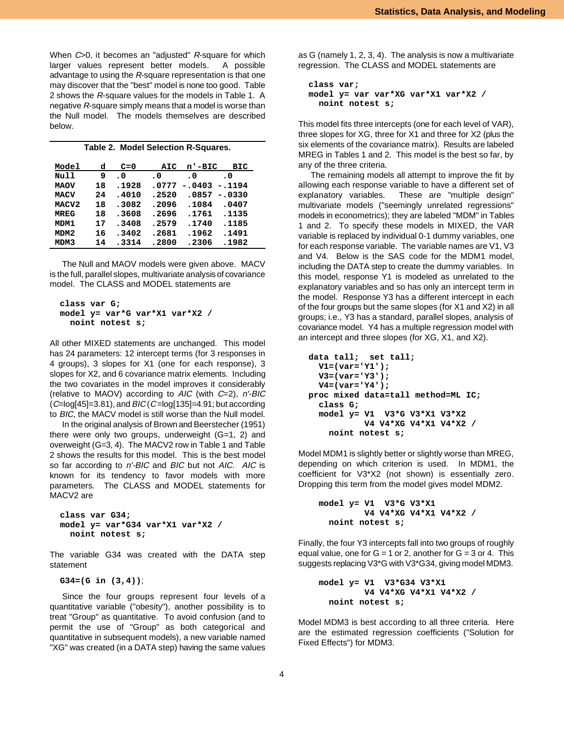When $C$>0, it becomes an "adjusted" $R$-square for which larger values represent better models. A possible advantage to using the $R$-square representation is that one may discover that the "best" model is none too good. Table 2 shows the $R$-square values for the models in Table 1. A negative $R$-square simply means that a model is worse than the Null model. The models themselves are described below.

**Table 2. Model Selection R-Squares.**

| Model | d | C=0 | AIC | n'-BIC | BIC |
|---|---|---|---|---|---|
| Null | 9 | .0 | .0 | .0 | .0 |
| MAOV | 18 | .1928 | .0777 | -.0403 | -.1194 |
| MACV | 24 | .4010 | .2520 | .0857 | -.0330 |
| MACV2 | 18 | .3082 | .2096 | .1084 | .0407 |
| MREG | 18 | .3608 | .2696 | .1761 | .1135 |
| MDM1 | 17 | .3408 | .2579 | .1740 | .1185 |
| MDM2 | 16 | .3402 | .2681 | .1962 | .1491 |
| MDM3 | 14 | .3314 | .2800 | .2306 | .1982 |

The Null and MAOV models were given above. MACV is the full, parallel slopes, multivariate analysis of covariance model. The CLASS and MODEL statements are

```
class var G;
model y= var*G var*X1 var*X2 /
  noint notest s;
```

All other MIXED statements are unchanged. This model has 24 parameters: 12 intercept terms (for 3 responses in 4 groups), 3 slopes for X1 (one for each response), 3 slopes for X2, and 6 covariance matrix elements. Including the two covariates in the model improves it considerably (relative to MAOV) according to $AIC$ (with $C$=2), $n'$-$BIC$ ($C$=log[45]=3.81), and $BIC$ ($C$=log[135]=4.91; but according to $BIC$, the MACV model is still worse than the Null model.

In the original analysis of Brown and Beerstecher (1951) there were only two groups, underweight (G=1, 2) and overweight (G=3, 4). The MACV2 row in Table 1 and Table 2 shows the results for this model. This is the best model so far according to $n'$-$BIC$ and $BIC$ but not $AIC$. $AIC$ is known for its tendency to favor models with more parameters. The CLASS and MODEL statements for MACV2 are

```
class var G34;
model y= var*G34 var*X1 var*X2 /
  noint notest s;
```

The variable G34 was created with the DATA step statement

```
G34=(G in (3,4));
```

Since the four groups represent four levels of a quantitative variable ("obesity"), another possibility is to treat "Group" as quantitative. To avoid confusion (and to permit the use of "Group" as both categorical and quantitative in subsequent models), a new variable named "XG" was created (in a DATA step) having the same values as G (namely 1, 2, 3, 4). The analysis is now a multivariate regression. The CLASS and MODEL statements are

```
class var;
model y= var var*XG var*X1 var*X2 /
  noint notest s;
```

This model fits three intercepts (one for each level of VAR), three slopes for XG, three for X1 and three for X2 (plus the six elements of the covariance matrix). Results are labeled MREG in Tables 1 and 2. This model is the best so far, by any of the three criteria.

The remaining models all attempt to improve the fit by allowing each response variable to have a different set of explanatory variables. These are "multiple design" multivariate models ("seemingly unrelated regressions" models in econometrics); they are labeled "MDM" in Tables 1 and 2. To specify these models in MIXED, the VAR variable is replaced by individual 0-1 dummy variables, one for each response variable. The variable names are V1, V3 and V4. Below is the SAS code for the MDM1 model, including the DATA step to create the dummy variables. In this model, response Y1 is modeled as unrelated to the explanatory variables and so has only an intercept term in the model. Response Y3 has a different intercept in each of the four groups but the same slopes (for X1 and X2) in all groups; i.e., Y3 has a standard, parallel slopes, analysis of covariance model. Y4 has a multiple regression model with an intercept and three slopes (for XG, X1, and X2).

```
data tall;  set tall;
  V1=(var='Y1');
  V3=(var='Y3');
  V4=(var='Y4');
proc mixed data=tall method=ML IC;
  class G;
  model y= V1  V3*G V3*X1 V3*X2
           V4 V4*XG V4*X1 V4*X2 /
    noint notest s;
```

Model MDM1 is slightly better or slightly worse than MREG, depending on which criterion is used. In MDM1, the coefficient for V3*X2 (not shown) is essentially zero. Dropping this term from the model gives model MDM2.

```
  model y= V1  V3*G V3*X1
           V4 V4*XG V4*X1 V4*X2 /
    noint notest s;
```

Finally, the four Y3 intercepts fall into two groups of roughly equal value, one for G = 1 or 2, another for G = 3 or 4. This suggests replacing V3*G with V3*G34, giving model MDM3.

```
  model y= V1  V3*G34 V3*X1
           V4 V4*XG V4*X1 V4*X2 /
    noint notest s;
```

Model MDM3 is best according to all three criteria. Here are the estimated regression coefficients ("Solution for Fixed Effects") for MDM3.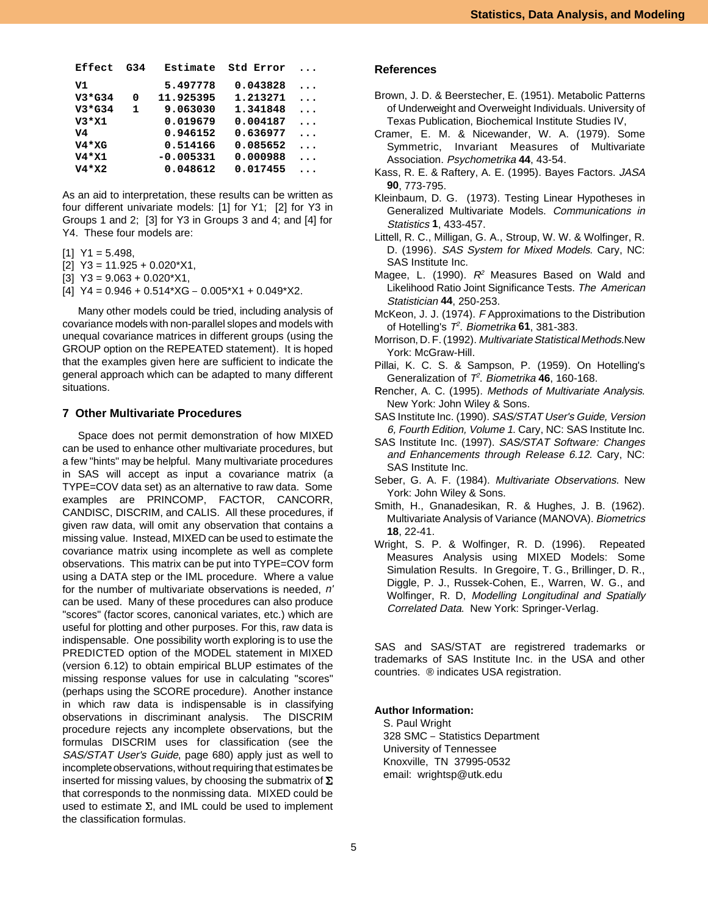| Effect | G34 | Estimate | Std Error | ... |
|---|---|---|---|---|
| V1 | | 5.497778 | 0.043828 | ... |
| V3*G34 | 0 | 11.925395 | 1.213271 | ... |
| V3*G34 | 1 | 9.063030 | 1.341848 | ... |
| V3*X1 | | 0.019679 | 0.004187 | ... |
| V4 | | 0.946152 | 0.636977 | ... |
| V4*XG | | 0.514166 | 0.085652 | ... |
| V4*X1 | | -0.005331 | 0.000988 | ... |
| V4*X2 | | 0.048612 | 0.017455 | ... |

As an aid to interpretation, these results can be written as four different univariate models: [1] for Y1; [2] for Y3 in Groups 1 and 2; [3] for Y3 in Groups 3 and 4; and [4] for Y4. These four models are:

[1] Y1 = 5.498,
[2] Y3 = 11.925 + 0.020*X1,
[3] Y3 = 9.063 + 0.020*X1,
[4] Y4 = 0.946 + 0.514*XG – 0.005*X1 + 0.049*X2.

Many other models could be tried, including analysis of covariance models with non-parallel slopes and models with unequal covariance matrices in different groups (using the GROUP option on the REPEATED statement). It is hoped that the examples given here are sufficient to indicate the general approach which can be adapted to many different situations.

## 7 Other Multivariate Procedures

Space does not permit demonstration of how MIXED can be used to enhance other multivariate procedures, but a few "hints" may be helpful. Many multivariate procedures in SAS will accept as input a covariance matrix (a TYPE=COV data set) as an alternative to raw data. Some examples are PRINCOMP, FACTOR, CANCORR, CANDISC, DISCRIM, and CALIS. All these procedures, if given raw data, will omit any observation that contains a missing value. Instead, MIXED can be used to estimate the covariance matrix using incomplete as well as complete observations. This matrix can be put into TYPE=COV form using a DATA step or the IML procedure. Where a value for the number of multivariate observations is needed, $n'$ can be used. Many of these procedures can also produce "scores" (factor scores, canonical variates, etc.) which are useful for plotting and other purposes. For this, raw data is indispensable. One possibility worth exploring is to use the PREDICTED option of the MODEL statement in MIXED (version 6.12) to obtain empirical BLUP estimates of the missing response values for use in calculating "scores" (perhaps using the SCORE procedure). Another instance in which raw data is indispensable is in classifying observations in discriminant analysis. The DISCRIM procedure rejects any incomplete observations, but the formulas DISCRIM uses for classification (see the *SAS/STAT User's Guide*, page 680) apply just as well to incomplete observations, without requiring that estimates be inserted for missing values, by choosing the submatrix of $\boldsymbol{\Sigma}$ that corresponds to the nonmissing data. MIXED could be used to estimate $\Sigma$, and IML could be used to implement the classification formulas.

## References

Brown, J. D. & Beerstecher, E. (1951). Metabolic Patterns of Underweight and Overweight Individuals. University of Texas Publication, Biochemical Institute Studies IV,

Cramer, E. M. & Nicewander, W. A. (1979). Some Symmetric, Invariant Measures of Multivariate Association. *Psychometrika* **44**, 43-54.

Kass, R. E. & Raftery, A. E. (1995). Bayes Factors. *JASA* **90**, 773-795.

Kleinbaum, D. G. (1973). Testing Linear Hypotheses in Generalized Multivariate Models. *Communications in Statistics* **1**, 433-457.

Littell, R. C., Milligan, G. A., Stroup, W. W. & Wolfinger, R. D. (1996). *SAS System for Mixed Models*. Cary, NC: SAS Institute Inc.

Magee, L. (1990). $R^2$ Measures Based on Wald and Likelihood Ratio Joint Significance Tests. *The American Statistician* **44**, 250-253.

McKeon, J. J. (1974). *F* Approximations to the Distribution of Hotelling's $T^2$. *Biometrika* **61**, 381-383.

Morrison, D. F. (1992). *Multivariate Statistical Methods*. New York: McGraw-Hill.

Pillai, K. C. S. & Sampson, P. (1959). On Hotelling's Generalization of $T^2$. *Biometrika* **46**, 160-168.

Rencher, A. C. (1995). *Methods of Multivariate Analysis*. New York: John Wiley & Sons.

SAS Institute Inc. (1990). *SAS/STAT User's Guide, Version 6, Fourth Edition, Volume 1*. Cary, NC: SAS Institute Inc.

SAS Institute Inc. (1997). *SAS/STAT Software: Changes and Enhancements through Release 6.12*. Cary, NC: SAS Institute Inc.

Seber, G. A. F. (1984). *Multivariate Observations*. New York: John Wiley & Sons.

Smith, H., Gnanadesikan, R. & Hughes, J. B. (1962). Multivariate Analysis of Variance (MANOVA). *Biometrics* **18**, 22-41.

Wright, S. P. & Wolfinger, R. D. (1996). Repeated Measures Analysis using MIXED Models: Some Simulation Results. In Gregoire, T. G., Brillinger, D. R., Diggle, P. J., Russek-Cohen, E., Warren, W. G., and Wolfinger, R. D, *Modelling Longitudinal and Spatially Correlated Data*. New York: Springer-Verlag.

SAS and SAS/STAT are registrered trademarks or trademarks of SAS Institute Inc. in the USA and other countries. ® indicates USA registration.

**Author Information:**

S. Paul Wright
328 SMC – Statistics Department
University of Tennessee
Knoxville, TN 37995-0532
email: wrightsp@utk.edu